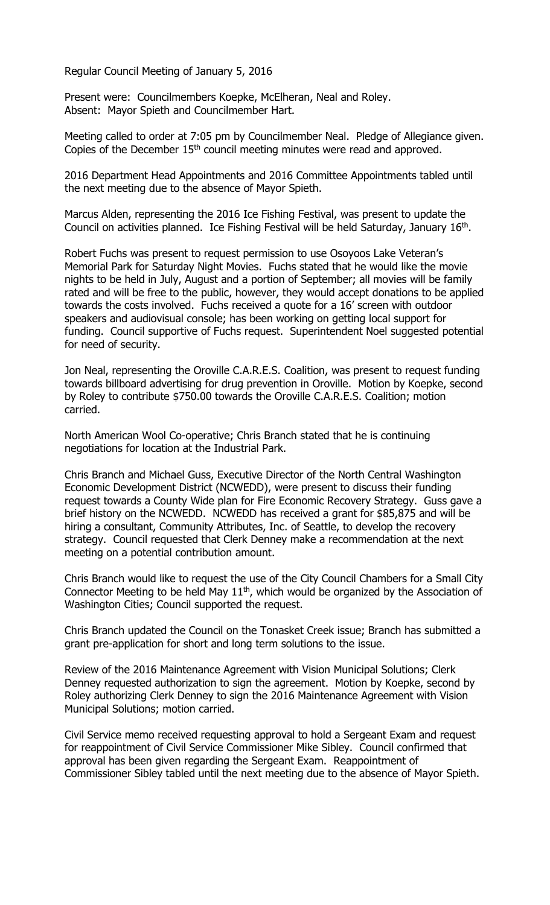Regular Council Meeting of January 5, 2016

Present were: Councilmembers Koepke, McElheran, Neal and Roley.
Absent: Mayor Spieth and Councilmember Hart.

Meeting called to order at 7:05 pm by Councilmember Neal. Pledge of Allegiance given. Copies of the December 15th council meeting minutes were read and approved.

2016 Department Head Appointments and 2016 Committee Appointments tabled until the next meeting due to the absence of Mayor Spieth.

Marcus Alden, representing the 2016 Ice Fishing Festival, was present to update the Council on activities planned. Ice Fishing Festival will be held Saturday, January 16th.

Robert Fuchs was present to request permission to use Osoyoos Lake Veteran's Memorial Park for Saturday Night Movies. Fuchs stated that he would like the movie nights to be held in July, August and a portion of September; all movies will be family rated and will be free to the public, however, they would accept donations to be applied towards the costs involved. Fuchs received a quote for a 16' screen with outdoor speakers and audiovisual console; has been working on getting local support for funding. Council supportive of Fuchs request. Superintendent Noel suggested potential for need of security.

Jon Neal, representing the Oroville C.A.R.E.S. Coalition, was present to request funding towards billboard advertising for drug prevention in Oroville. Motion by Koepke, second by Roley to contribute $750.00 towards the Oroville C.A.R.E.S. Coalition; motion carried.

North American Wool Co-operative; Chris Branch stated that he is continuing negotiations for location at the Industrial Park.

Chris Branch and Michael Guss, Executive Director of the North Central Washington Economic Development District (NCWEDD), were present to discuss their funding request towards a County Wide plan for Fire Economic Recovery Strategy. Guss gave a brief history on the NCWEDD. NCWEDD has received a grant for $85,875 and will be hiring a consultant, Community Attributes, Inc. of Seattle, to develop the recovery strategy. Council requested that Clerk Denney make a recommendation at the next meeting on a potential contribution amount.

Chris Branch would like to request the use of the City Council Chambers for a Small City Connector Meeting to be held May 11th, which would be organized by the Association of Washington Cities; Council supported the request.

Chris Branch updated the Council on the Tonasket Creek issue; Branch has submitted a grant pre-application for short and long term solutions to the issue.

Review of the 2016 Maintenance Agreement with Vision Municipal Solutions; Clerk Denney requested authorization to sign the agreement. Motion by Koepke, second by Roley authorizing Clerk Denney to sign the 2016 Maintenance Agreement with Vision Municipal Solutions; motion carried.

Civil Service memo received requesting approval to hold a Sergeant Exam and request for reappointment of Civil Service Commissioner Mike Sibley. Council confirmed that approval has been given regarding the Sergeant Exam. Reappointment of Commissioner Sibley tabled until the next meeting due to the absence of Mayor Spieth.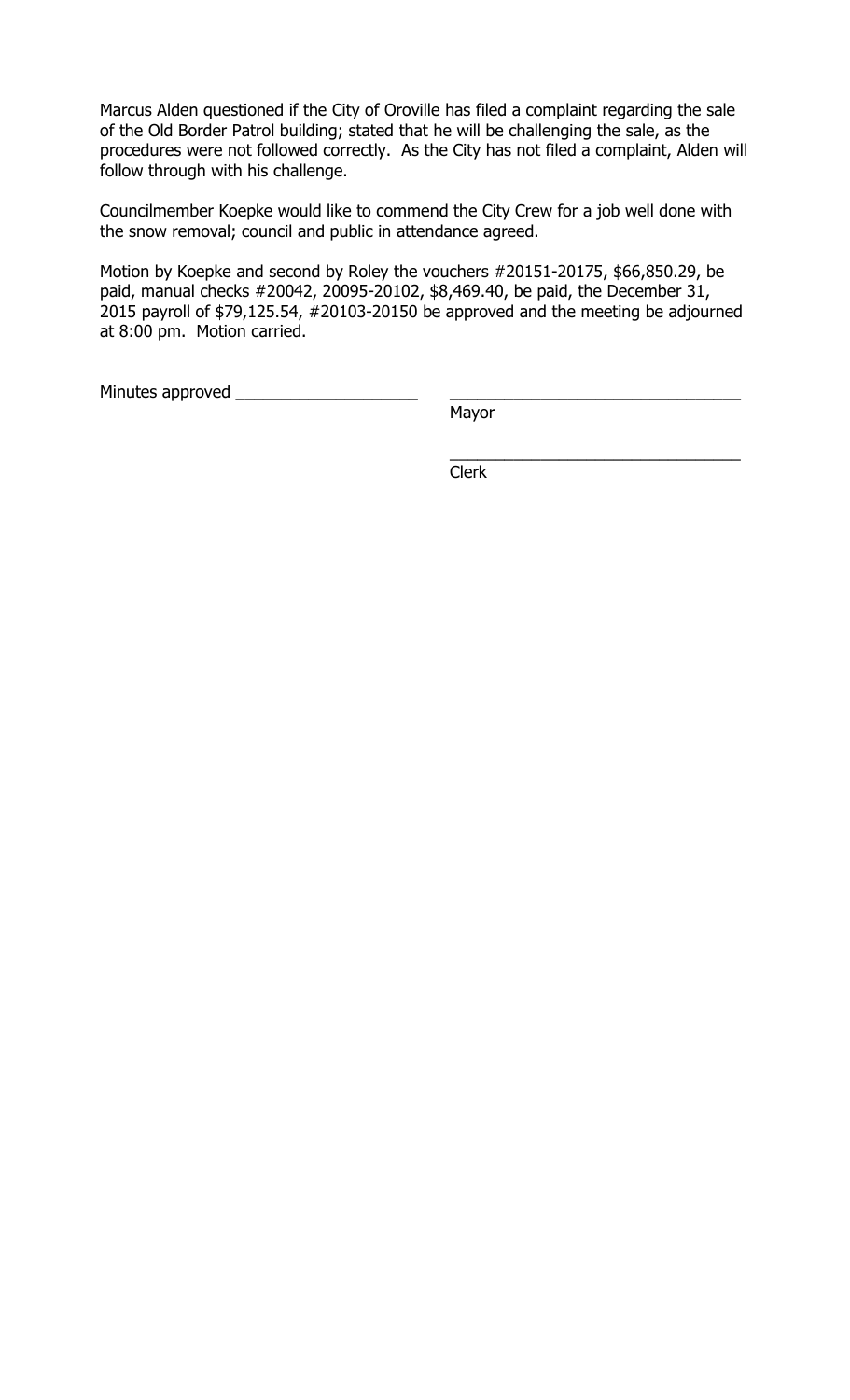Marcus Alden questioned if the City of Oroville has filed a complaint regarding the sale of the Old Border Patrol building; stated that he will be challenging the sale, as the procedures were not followed correctly. As the City has not filed a complaint, Alden will follow through with his challenge.

Councilmember Koepke would like to commend the City Crew for a job well done with the snow removal; council and public in attendance agreed.

Motion by Koepke and second by Roley the vouchers #20151-20175, $66,850.29, be paid, manual checks #20042, 20095-20102, $8,469.40, be paid, the December 31, 2015 payroll of $79,125.54, #20103-20150 be approved and the meeting be adjourned at 8:00 pm. Motion carried.

Minutes approved ____________________ ________________________________
Mayor

________________________________
Clerk